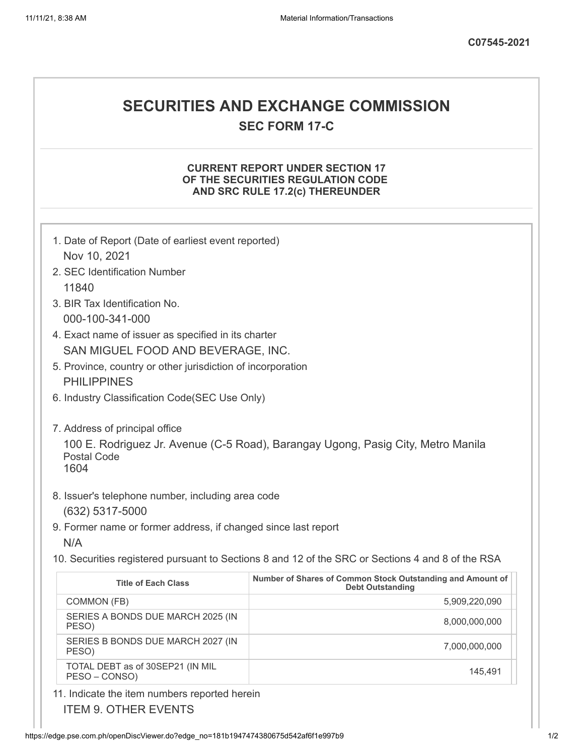C07545-2021

# SECURITIES AND EXCHANGE COMMISSION

## SEC FORM 17-C

### CURRENT REPORT UNDER SECTION 17 OF THE SECURITIES REGULATION CODE AND SRC RULE 17.2(c) THEREUNDER

1. Date of Report (Date of earliest event reported)
   Nov 10, 2021
2. SEC Identification Number
   11840
3. BIR Tax Identification No.
   000-100-341-000
4. Exact name of issuer as specified in its charter
   SAN MIGUEL FOOD AND BEVERAGE, INC.
5. Province, country or other jurisdiction of incorporation
   PHILIPPINES
6. Industry Classification Code(SEC Use Only)

7. Address of principal office
   100 E. Rodriguez Jr. Avenue (C-5 Road), Barangay Ugong, Pasig City, Metro Manila
   Postal Code
   1604
8. Issuer's telephone number, including area code
   (632) 5317-5000
9. Former name or former address, if changed since last report
   N/A
10. Securities registered pursuant to Sections 8 and 12 of the SRC or Sections 4 and 8 of the RSA

| Title of Each Class | Number of Shares of Common Stock Outstanding and Amount of Debt Outstanding |
|---|---|
| COMMON (FB) | 5,909,220,090 |
| SERIES A BONDS DUE MARCH 2025 (IN PESO) | 8,000,000,000 |
| SERIES B BONDS DUE MARCH 2027 (IN PESO) | 7,000,000,000 |
| TOTAL DEBT as of 30SEP21 (IN MIL PESO – CONSO) | 145,491 |

11. Indicate the item numbers reported herein
    ITEM 9. OTHER EVENTS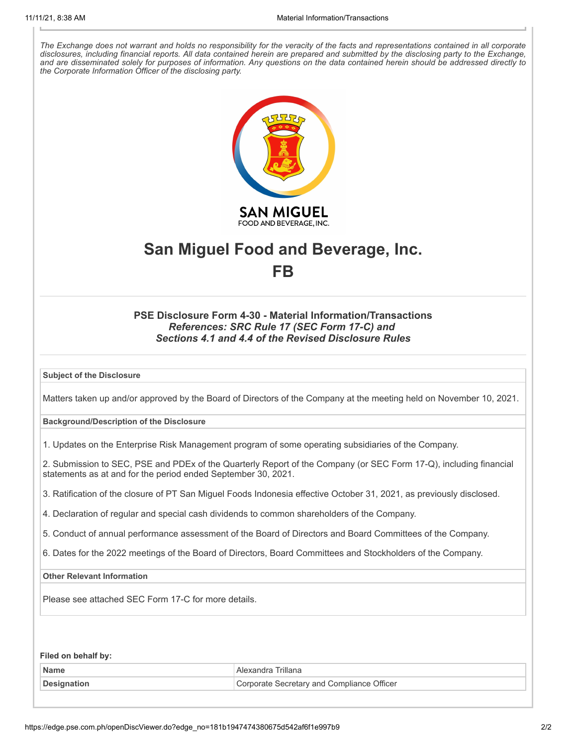*The Exchange does not warrant and holds no responsibility for the veracity of the facts and representations contained in all corporate disclosures, including financial reports. All data contained herein are prepared and submitted by the disclosing party to the Exchange, and are disseminated solely for purposes of information. Any questions on the data contained herein should be addressed directly to the Corporate Information Officer of the disclosing party.*

# San Miguel Food and Beverage, Inc.
# FB

### PSE Disclosure Form 4-30 - Material Information/Transactions
***References: SRC Rule 17 (SEC Form 17-C) and***
***Sections 4.1 and 4.4 of the Revised Disclosure Rules***

**Subject of the Disclosure**

Matters taken up and/or approved by the Board of Directors of the Company at the meeting held on November 10, 2021.

**Background/Description of the Disclosure**

1. Updates on the Enterprise Risk Management program of some operating subsidiaries of the Company.

2. Submission to SEC, PSE and PDEx of the Quarterly Report of the Company (or SEC Form 17-Q), including financial statements as at and for the period ended September 30, 2021.

3. Ratification of the closure of PT San Miguel Foods Indonesia effective October 31, 2021, as previously disclosed.

4. Declaration of regular and special cash dividends to common shareholders of the Company.

5. Conduct of annual performance assessment of the Board of Directors and Board Committees of the Company.

6. Dates for the 2022 meetings of the Board of Directors, Board Committees and Stockholders of the Company.

**Other Relevant Information**

Please see attached SEC Form 17-C for more details.

**Filed on behalf by:**

| | |
|---|---|
| **Name** | Alexandra Trillana |
| **Designation** | Corporate Secretary and Compliance Officer |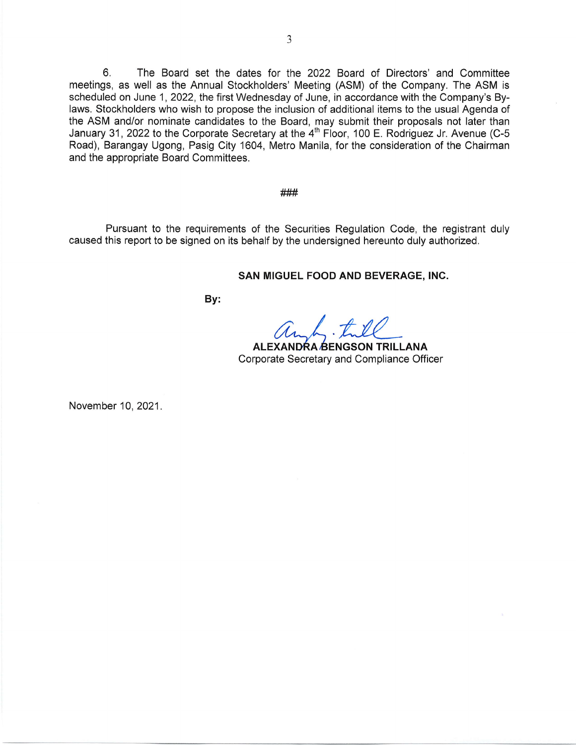6. The Board set the dates for the 2022 Board of Directors' and Committee meetings, as well as the Annual Stockholders' Meeting (ASM) of the Company. The ASM is scheduled on June 1, 2022, the first Wednesday of June, in accordance with the Company's By-laws. Stockholders who wish to propose the inclusion of additional items to the usual Agenda of the ASM and/or nominate candidates to the Board, may submit their proposals not later than January 31, 2022 to the Corporate Secretary at the 4th Floor, 100 E. Rodriguez Jr. Avenue (C-5 Road), Barangay Ugong, Pasig City 1604, Metro Manila, for the consideration of the Chairman and the appropriate Board Committees.

###

Pursuant to the requirements of the Securities Regulation Code, the registrant duly caused this report to be signed on its behalf by the undersigned hereunto duly authorized.

**SAN MIGUEL FOOD AND BEVERAGE, INC.**

**By:**

**ALEXANDRA BENGSON TRILLANA**
Corporate Secretary and Compliance Officer

November 10, 2021.